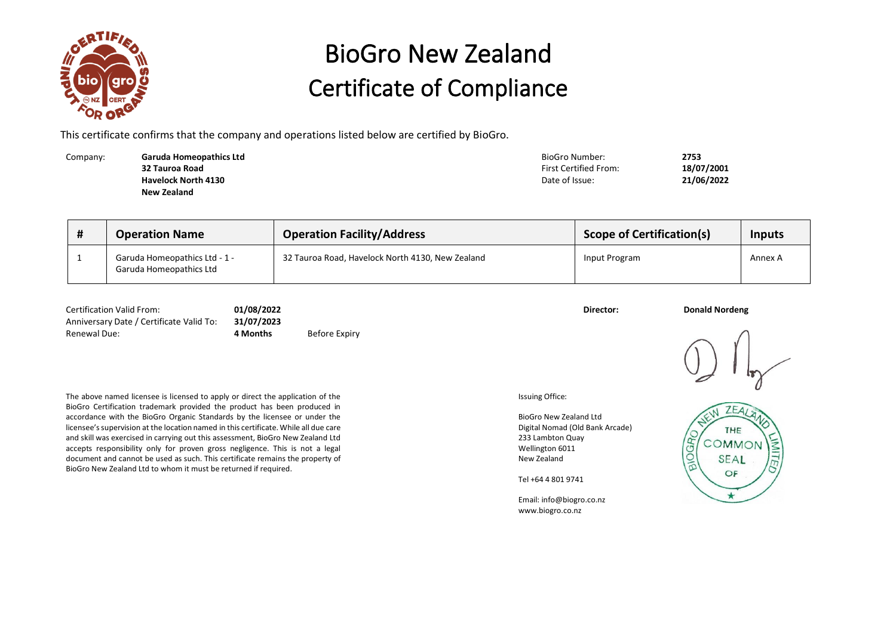# BioGro New Zealand
# Certificate of Compliance

This certificate confirms that the company and operations listed below are certified by BioGro.

Company: **Garuda Homeopathics Ltd**
**32 Tauroa Road**
**Havelock North 4130**
**New Zealand**

BioGro Number: **2753**
First Certified From: **18/07/2001**
Date of Issue: **21/06/2022**

| # | Operation Name | Operation Facility/Address | Scope of Certification(s) | Inputs |
|---|---|---|---|---|
| 1 | Garuda Homeopathics Ltd - 1 - Garuda Homeopathics Ltd | 32 Tauroa Road, Havelock North 4130, New Zealand | Input Program | Annex A |

Certification Valid From: **01/08/2022**
Anniversary Date / Certificate Valid To: **31/07/2023**
Renewal Due: **4 Months** Before Expiry

**Director:** **Donald Nordeng**

The above named licensee is licensed to apply or direct the application of the BioGro Certification trademark provided the product has been produced in accordance with the BioGro Organic Standards by the licensee or under the licensee's supervision at the location named in this certificate. While all due care and skill was exercised in carrying out this assessment, BioGro New Zealand Ltd accepts responsibility only for proven gross negligence. This is not a legal document and cannot be used as such. This certificate remains the property of BioGro New Zealand Ltd to whom it must be returned if required.

Issuing Office:

BioGro New Zealand Ltd
Digital Nomad (Old Bank Arcade)
233 Lambton Quay
Wellington 6011
New Zealand

Tel +64 4 801 9741

Email: info@biogro.co.nz
www.biogro.co.nz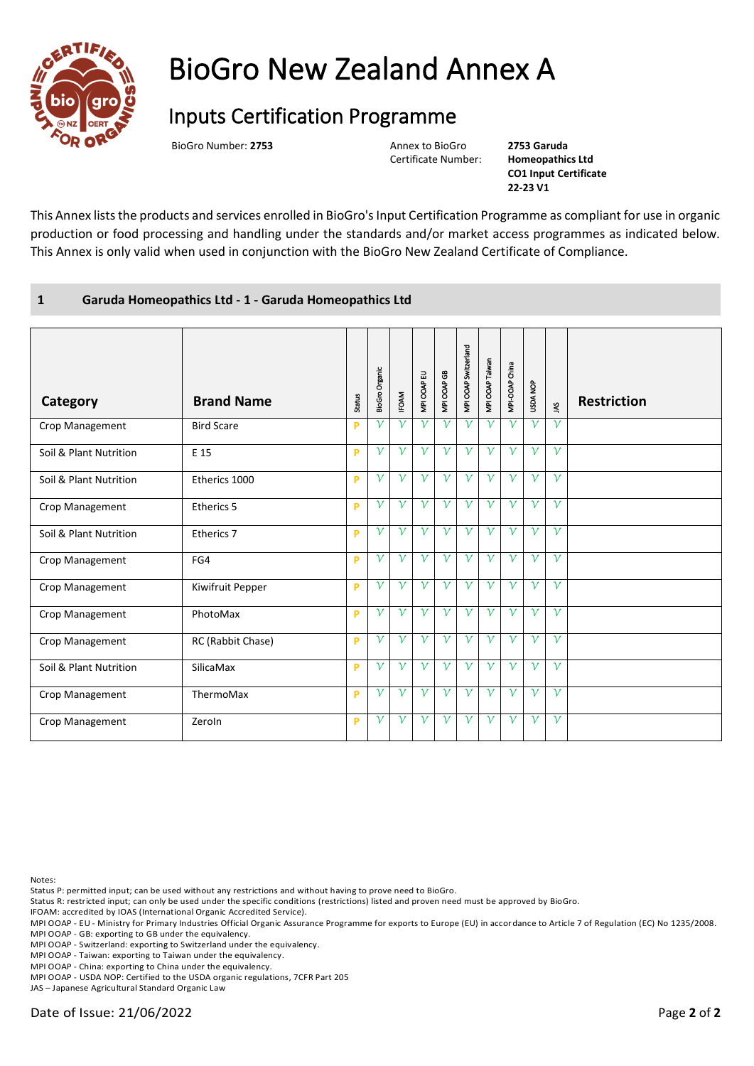# BioGro New Zealand Annex A

## Inputs Certification Programme

BioGro Number: **2753**

Annex to BioGro Certificate Number: **2753 Garuda Homeopathics Ltd CO1 Input Certificate 22-23 V1**

This Annex lists the products and services enrolled in BioGro's Input Certification Programme as compliant for use in organic production or food processing and handling under the standards and/or market access programmes as indicated below. This Annex is only valid when used in conjunction with the BioGro New Zealand Certificate of Compliance.

### 1 Garuda Homeopathics Ltd - 1 - Garuda Homeopathics Ltd

| Category | Brand Name | Status | BioGro Organic | IFOAM | MPI OOAP EU | MPI OOAP GB | MPI OOAP Switzerland | MPI OOAP Taiwan | MPI-OOAP China | USDA NOP | JAS | Restriction |
|---|---|---|---|---|---|---|---|---|---|---|---|---|
| Crop Management | Bird Scare | P | √ | √ | √ | √ | √ | √ | √ | √ | √ | |
| Soil & Plant Nutrition | E 15 | P | √ | √ | √ | √ | √ | √ | √ | √ | √ | |
| Soil & Plant Nutrition | Etherics 1000 | P | √ | √ | √ | √ | √ | √ | √ | √ | √ | |
| Crop Management | Etherics 5 | P | √ | √ | √ | √ | √ | √ | √ | √ | √ | |
| Soil & Plant Nutrition | Etherics 7 | P | √ | √ | √ | √ | √ | √ | √ | √ | √ | |
| Crop Management | FG4 | P | √ | √ | √ | √ | √ | √ | √ | √ | √ | |
| Crop Management | Kiwifruit Pepper | P | √ | √ | √ | √ | √ | √ | √ | √ | √ | |
| Crop Management | PhotoMax | P | √ | √ | √ | √ | √ | √ | √ | √ | √ | |
| Crop Management | RC (Rabbit Chase) | P | √ | √ | √ | √ | √ | √ | √ | √ | √ | |
| Soil & Plant Nutrition | SilicaMax | P | √ | √ | √ | √ | √ | √ | √ | √ | √ | |
| Crop Management | ThermoMax | P | √ | √ | √ | √ | √ | √ | √ | √ | √ | |
| Crop Management | ZeroIn | P | √ | √ | √ | √ | √ | √ | √ | √ | √ | |

Notes:
Status P: permitted input; can be used without any restrictions and without having to prove need to BioGro.
Status R: restricted input; can only be used under the specific conditions (restrictions) listed and proven need must be approved by BioGro.
IFOAM: accredited by IOAS (International Organic Accredited Service).
MPI OOAP - EU - Ministry for Primary Industries Official Organic Assurance Programme for exports to Europe (EU) in accordance to Article 7 of Regulation (EC) No 1235/2008.
MPI OOAP - GB: exporting to GB under the equivalency.
MPI OOAP - Switzerland: exporting to Switzerland under the equivalency.
MPI OOAP - Taiwan: exporting to Taiwan under the equivalency.
MPI OOAP - China: exporting to China under the equivalency.
MPI OOAP - USDA NOP: Certified to the USDA organic regulations, 7CFR Part 205
JAS – Japanese Agricultural Standard Organic Law

Date of Issue: 21/06/2022